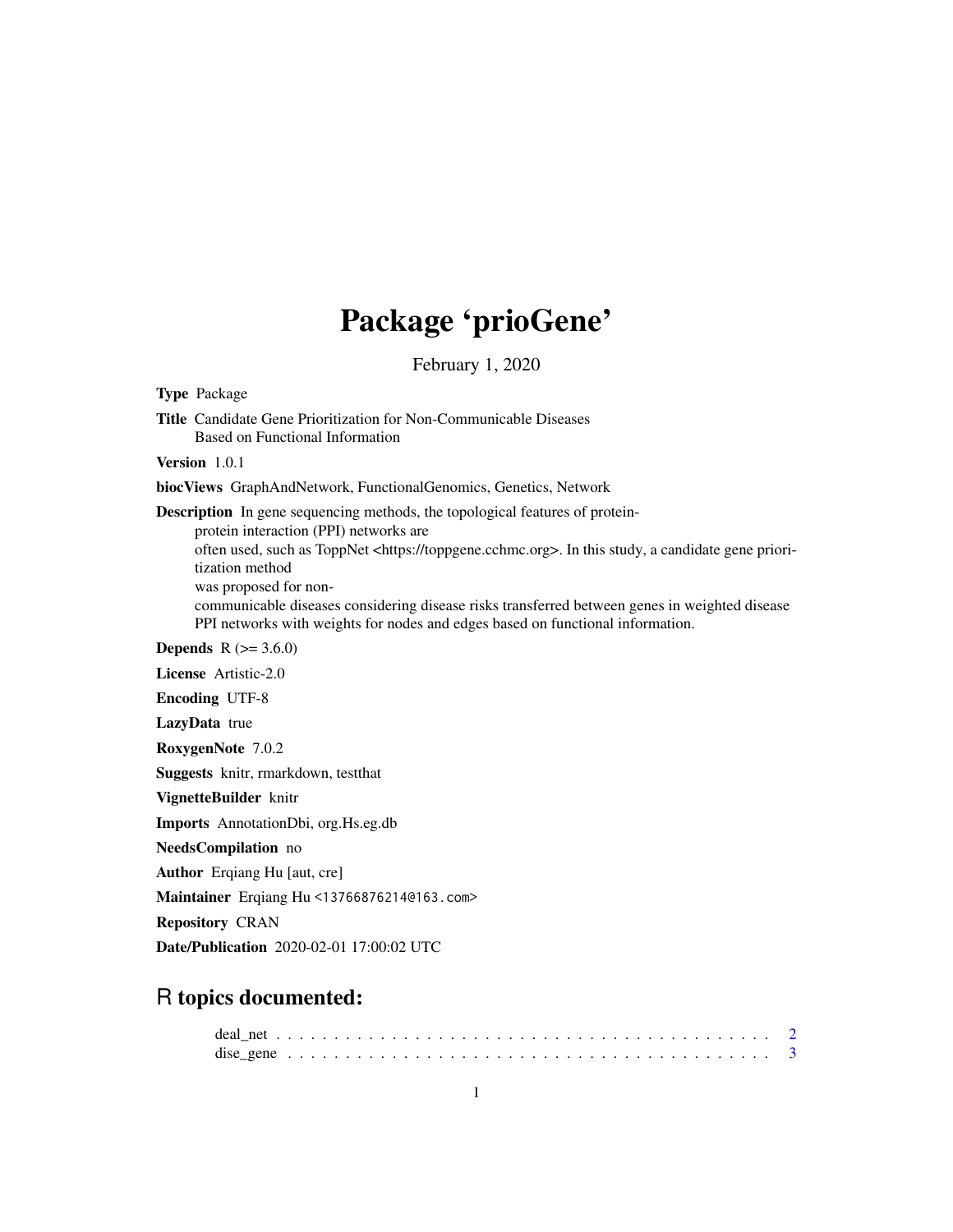# Package 'prioGene'

February 1, 2020

**Type** Package

**Title** Candidate Gene Prioritization for Non-Communicable Diseases Based on Functional Information

**Version** 1.0.1

**biocViews** GraphAndNetwork, FunctionalGenomics, Genetics, Network

**Description** In gene sequencing methods, the topological features of protein-protein interaction (PPI) networks are often used, such as ToppNet <https://toppgene.cchmc.org>. In this study, a candidate gene prioritization method was proposed for non-communicable diseases considering disease risks transferred between genes in weighted disease PPI networks with weights for nodes and edges based on functional information.

**Depends** R (>= 3.6.0)

**License** Artistic-2.0

**Encoding** UTF-8

**LazyData** true

**RoxygenNote** 7.0.2

**Suggests** knitr, rmarkdown, testthat

**VignetteBuilder** knitr

**Imports** AnnotationDbi, org.Hs.eg.db

**NeedsCompilation** no

**Author** Erqiang Hu [aut, cre]

**Maintainer** Erqiang Hu <13766876214@163.com>

**Repository** CRAN

**Date/Publication** 2020-02-01 17:00:02 UTC

## R topics documented:

deal_net . . . . . . . . . . . . . . . . . . . . . . . . . . . . . . . . . . . . . . . . . . 2
dise_gene . . . . . . . . . . . . . . . . . . . . . . . . . . . . . . . . . . . . . . . . . 3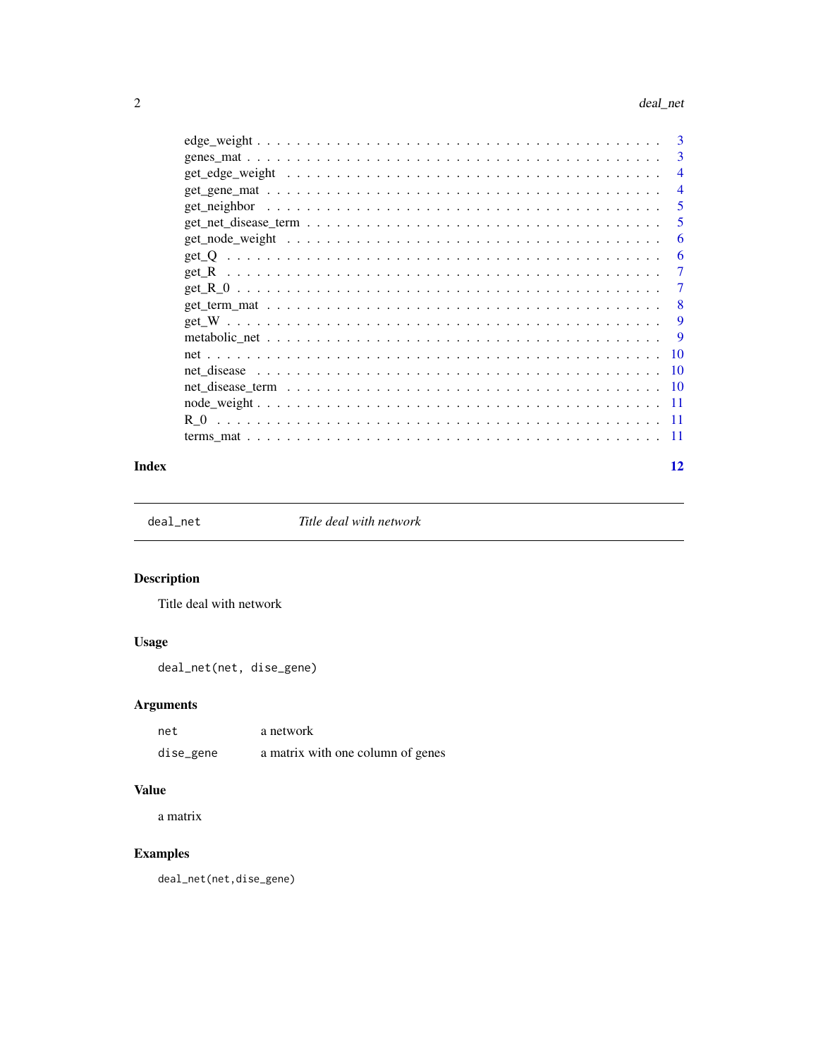edge_weight . . . . . . . . . . . . . . . . . . . . . . . . . . . . . . . . . . . . . 3
genes_mat . . . . . . . . . . . . . . . . . . . . . . . . . . . . . . . . . . . . . . 3
get_edge_weight . . . . . . . . . . . . . . . . . . . . . . . . . . . . . . . . . . . 4
get_gene_mat . . . . . . . . . . . . . . . . . . . . . . . . . . . . . . . . . . . . . 4
get_neighbor . . . . . . . . . . . . . . . . . . . . . . . . . . . . . . . . . . . . . 5
get_net_disease_term . . . . . . . . . . . . . . . . . . . . . . . . . . . . . . . . . 5
get_node_weight . . . . . . . . . . . . . . . . . . . . . . . . . . . . . . . . . . . 6
get_Q . . . . . . . . . . . . . . . . . . . . . . . . . . . . . . . . . . . . . . . . 6
get_R . . . . . . . . . . . . . . . . . . . . . . . . . . . . . . . . . . . . . . . . 7
get_R_0 . . . . . . . . . . . . . . . . . . . . . . . . . . . . . . . . . . . . . . . 7
get_term_mat . . . . . . . . . . . . . . . . . . . . . . . . . . . . . . . . . . . . . 8
get_W . . . . . . . . . . . . . . . . . . . . . . . . . . . . . . . . . . . . . . . . 9
metabolic_net . . . . . . . . . . . . . . . . . . . . . . . . . . . . . . . . . . . . 9
net . . . . . . . . . . . . . . . . . . . . . . . . . . . . . . . . . . . . . . . . . 10
net_disease . . . . . . . . . . . . . . . . . . . . . . . . . . . . . . . . . . . . . 10
net_disease_term . . . . . . . . . . . . . . . . . . . . . . . . . . . . . . . . . . 10
node_weight . . . . . . . . . . . . . . . . . . . . . . . . . . . . . . . . . . . . . 11
R_0 . . . . . . . . . . . . . . . . . . . . . . . . . . . . . . . . . . . . . . . . . 11
terms_mat . . . . . . . . . . . . . . . . . . . . . . . . . . . . . . . . . . . . . . 11

**Index** **12**

---

## deal_net — *Title deal with network*

### Description

Title deal with network

### Usage

```
deal_net(net, dise_gene)
```

### Arguments

| | |
|---|---|
| `net` | a network |
| `dise_gene` | a matrix with one column of genes |

### Value

a matrix

### Examples

```
deal_net(net,dise_gene)
```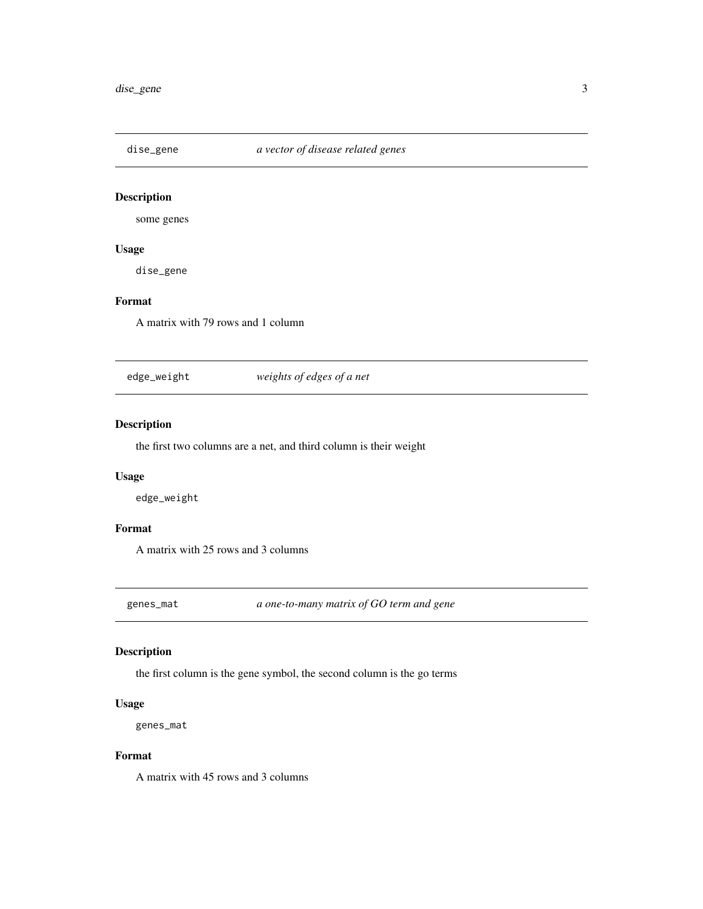## dise_gene — *a vector of disease related genes*

### Description

some genes

### Usage

```
dise_gene
```

### Format

A matrix with 79 rows and 1 column

## edge_weight — *weights of edges of a net*

### Description

the first two columns are a net, and third column is their weight

### Usage

```
edge_weight
```

### Format

A matrix with 25 rows and 3 columns

## genes_mat — *a one-to-many matrix of GO term and gene*

### Description

the first column is the gene symbol, the second column is the go terms

### Usage

```
genes_mat
```

### Format

A matrix with 45 rows and 3 columns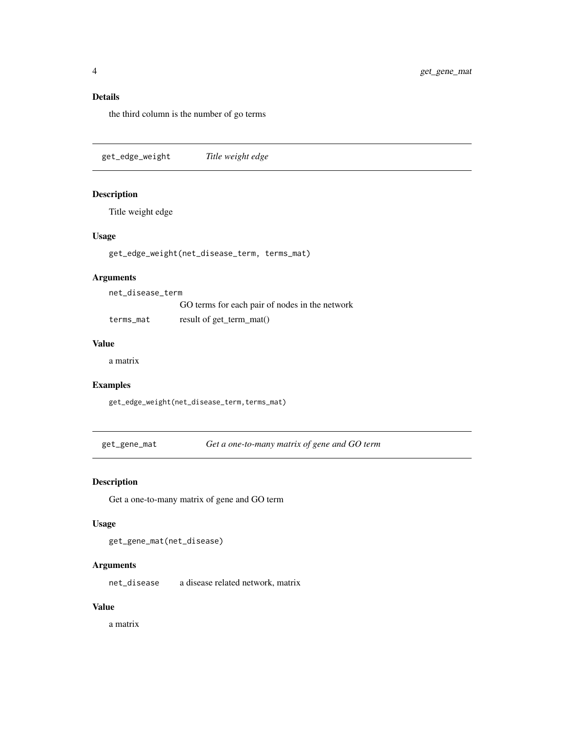### Details

the third column is the number of go terms

---

## get_edge_weight — *Title weight edge*

---

### Description

Title weight edge

### Usage

```
get_edge_weight(net_disease_term, terms_mat)
```

### Arguments

| | |
|---|---|
| net_disease_term | GO terms for each pair of nodes in the network |
| terms_mat | result of get_term_mat() |

### Value

a matrix

### Examples

```
get_edge_weight(net_disease_term,terms_mat)
```

---

## get_gene_mat — *Get a one-to-many matrix of gene and GO term*

---

### Description

Get a one-to-many matrix of gene and GO term

### Usage

```
get_gene_mat(net_disease)
```

### Arguments

| | |
|---|---|
| net_disease | a disease related network, matrix |

### Value

a matrix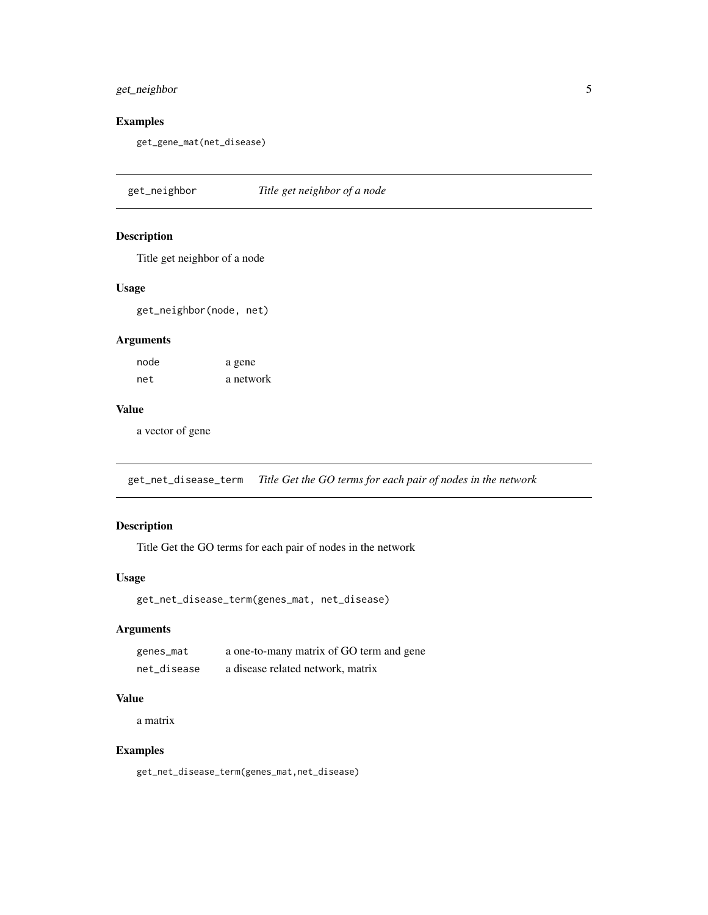## Examples

```
get_gene_mat(net_disease)
```

---

## get_neighbor *Title get neighbor of a node*

### Description

Title get neighbor of a node

### Usage

```
get_neighbor(node, net)
```

### Arguments

| | |
|---|---|
| node | a gene |
| net | a network |

### Value

a vector of gene

---

## get_net_disease_term *Title Get the GO terms for each pair of nodes in the network*

### Description

Title Get the GO terms for each pair of nodes in the network

### Usage

```
get_net_disease_term(genes_mat, net_disease)
```

### Arguments

| | |
|---|---|
| genes_mat | a one-to-many matrix of GO term and gene |
| net_disease | a disease related network, matrix |

### Value

a matrix

### Examples

```
get_net_disease_term(genes_mat,net_disease)
```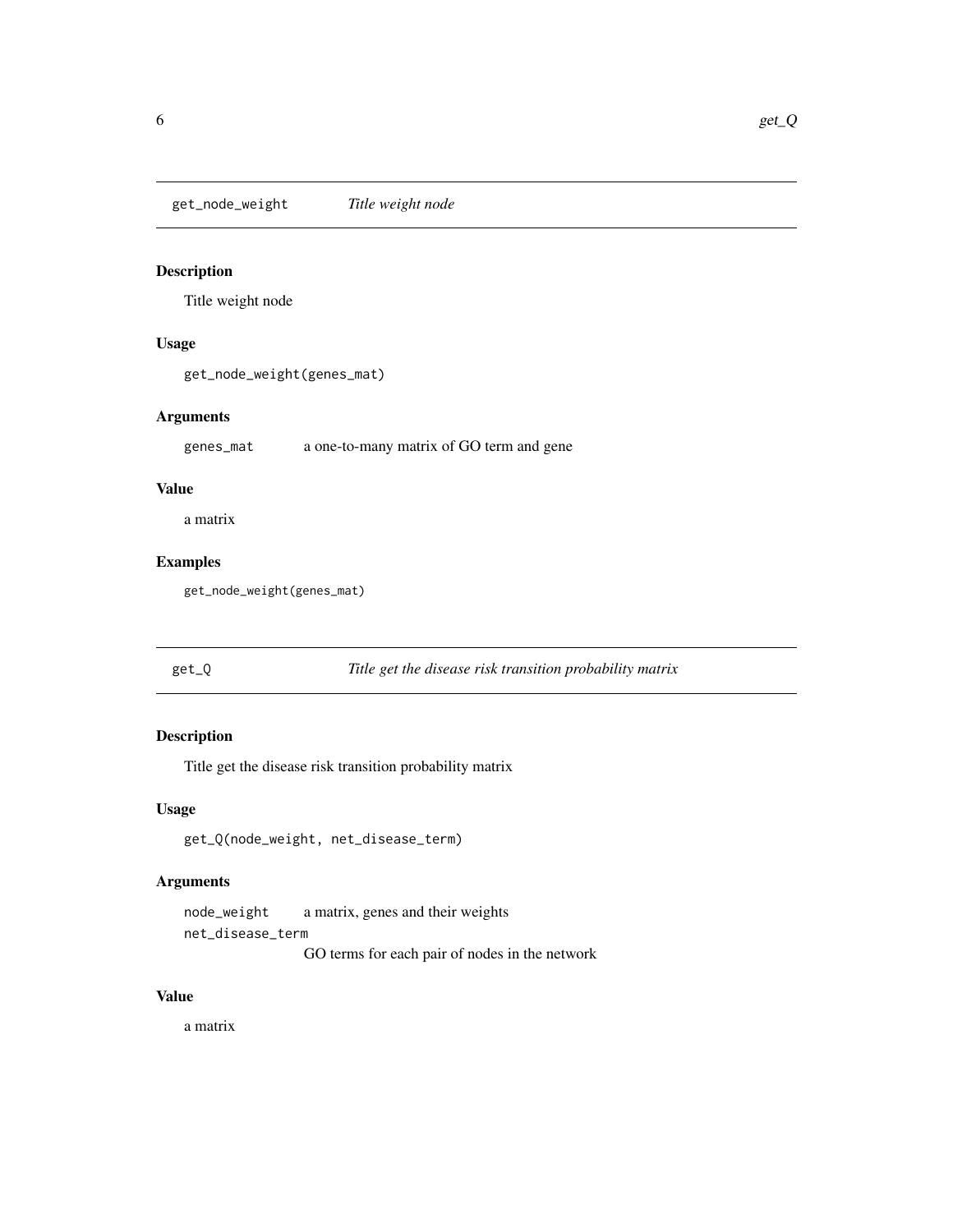## get_node_weight *Title weight node*

### Description

Title weight node

### Usage

```
get_node_weight(genes_mat)
```

### Arguments

| | |
|---|---|
| `genes_mat` | a one-to-many matrix of GO term and gene |

### Value

a matrix

### Examples

```
get_node_weight(genes_mat)
```

## get_Q *Title get the disease risk transition probability matrix*

### Description

Title get the disease risk transition probability matrix

### Usage

```
get_Q(node_weight, net_disease_term)
```

### Arguments

| | |
|---|---|
| `node_weight` | a matrix, genes and their weights |
| `net_disease_term` | GO terms for each pair of nodes in the network |

### Value

a matrix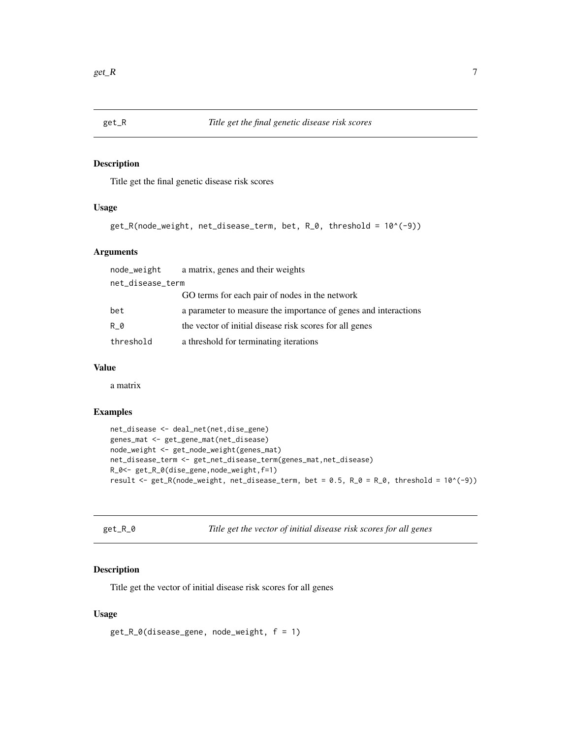## get_R

*Title get the final genetic disease risk scores*

### Description

Title get the final genetic disease risk scores

### Usage

```
get_R(node_weight, net_disease_term, bet, R_0, threshold = 10^(-9))
```

### Arguments

| | |
|---|---|
| node_weight | a matrix, genes and their weights |
| net_disease_term | GO terms for each pair of nodes in the network |
| bet | a parameter to measure the importance of genes and interactions |
| R_0 | the vector of initial disease risk scores for all genes |
| threshold | a threshold for terminating iterations |

### Value

a matrix

### Examples

```
net_disease <- deal_net(net,dise_gene)
genes_mat <- get_gene_mat(net_disease)
node_weight <- get_node_weight(genes_mat)
net_disease_term <- get_net_disease_term(genes_mat,net_disease)
R_0<- get_R_0(dise_gene,node_weight,f=1)
result <- get_R(node_weight, net_disease_term, bet = 0.5, R_0 = R_0, threshold = 10^(-9))
```

## get_R_0

*Title get the vector of initial disease risk scores for all genes*

### Description

Title get the vector of initial disease risk scores for all genes

### Usage

```
get_R_0(disease_gene, node_weight, f = 1)
```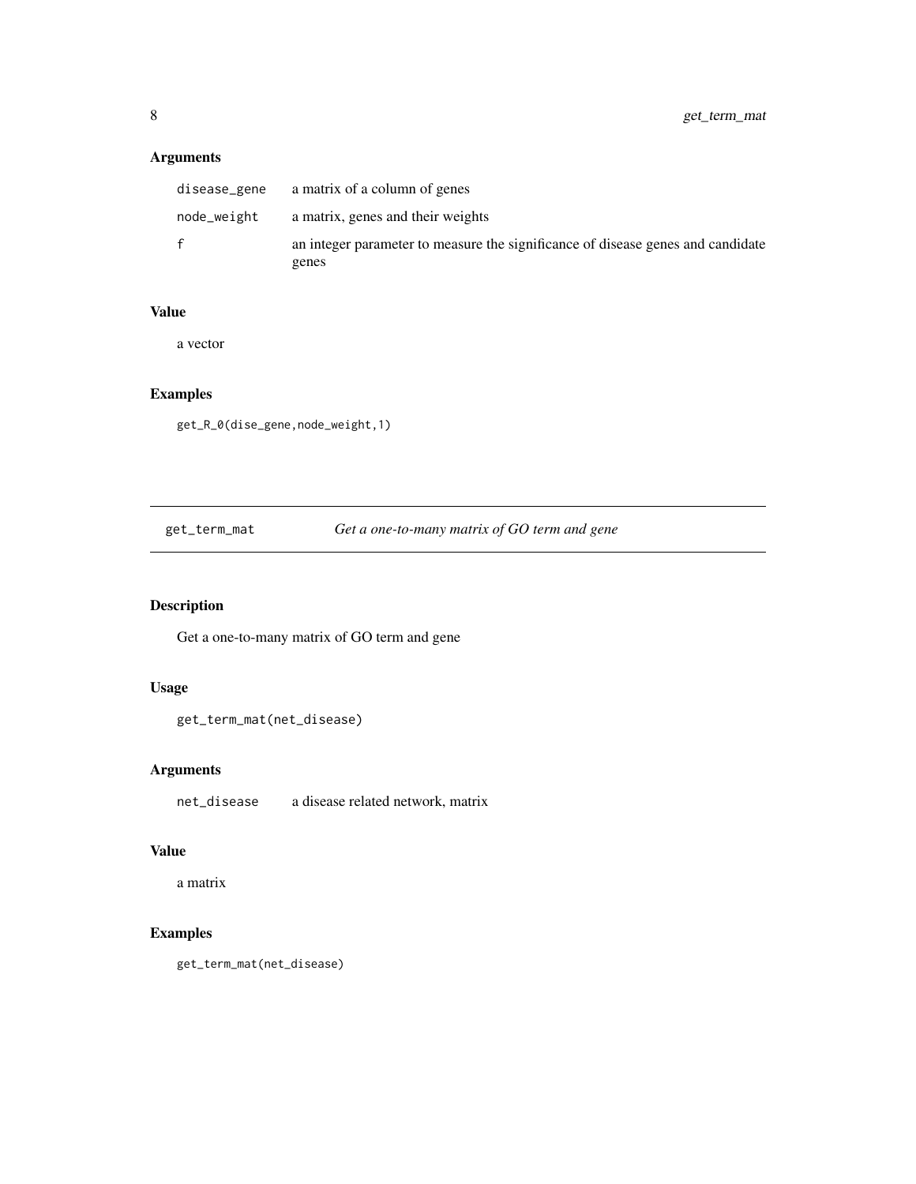### Arguments

| | |
|---|---|
| disease_gene | a matrix of a column of genes |
| node_weight | a matrix, genes and their weights |
| f | an integer parameter to measure the significance of disease genes and candidate genes |

### Value

a vector

### Examples

```
get_R_0(dise_gene,node_weight,1)
```

---

## get_term_mat — *Get a one-to-many matrix of GO term and gene*

### Description

Get a one-to-many matrix of GO term and gene

### Usage

```
get_term_mat(net_disease)
```

### Arguments

| | |
|---|---|
| net_disease | a disease related network, matrix |

### Value

a matrix

### Examples

```
get_term_mat(net_disease)
```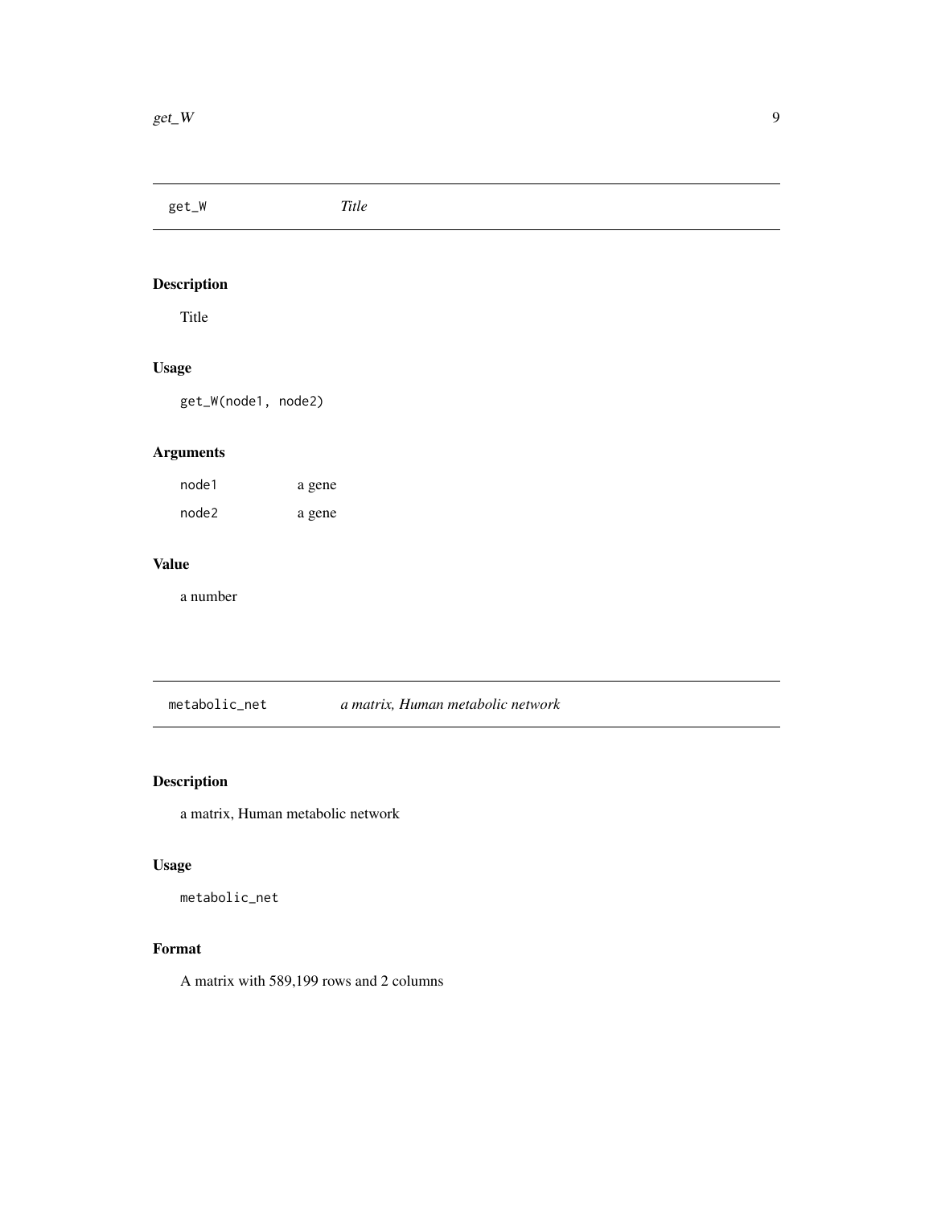## get_W *Title*

### Description

Title

### Usage

```
get_W(node1, node2)
```

### Arguments

| | |
|---|---|
| node1 | a gene |
| node2 | a gene |

### Value

a number

## metabolic_net *a matrix, Human metabolic network*

### Description

a matrix, Human metabolic network

### Usage

```
metabolic_net
```

### Format

A matrix with 589,199 rows and 2 columns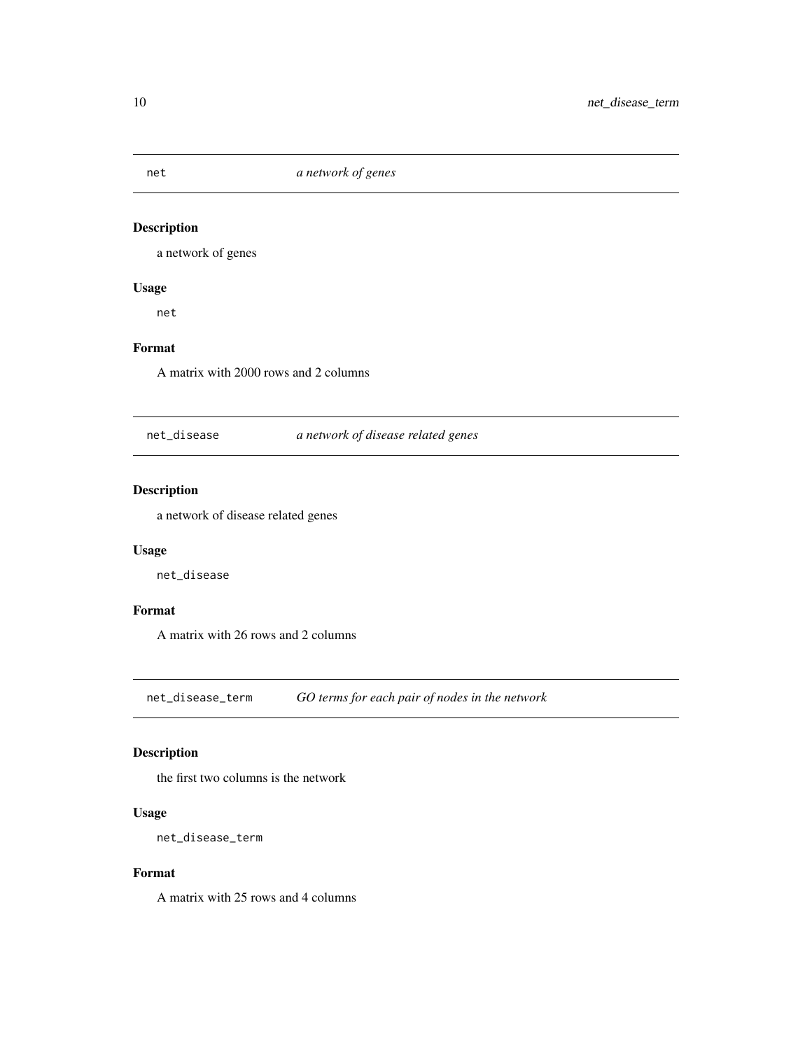## net — *a network of genes*

### Description

a network of genes

### Usage

```
net
```

### Format

A matrix with 2000 rows and 2 columns

## net_disease — *a network of disease related genes*

### Description

a network of disease related genes

### Usage

```
net_disease
```

### Format

A matrix with 26 rows and 2 columns

## net_disease_term — *GO terms for each pair of nodes in the network*

### Description

the first two columns is the network

### Usage

```
net_disease_term
```

### Format

A matrix with 25 rows and 4 columns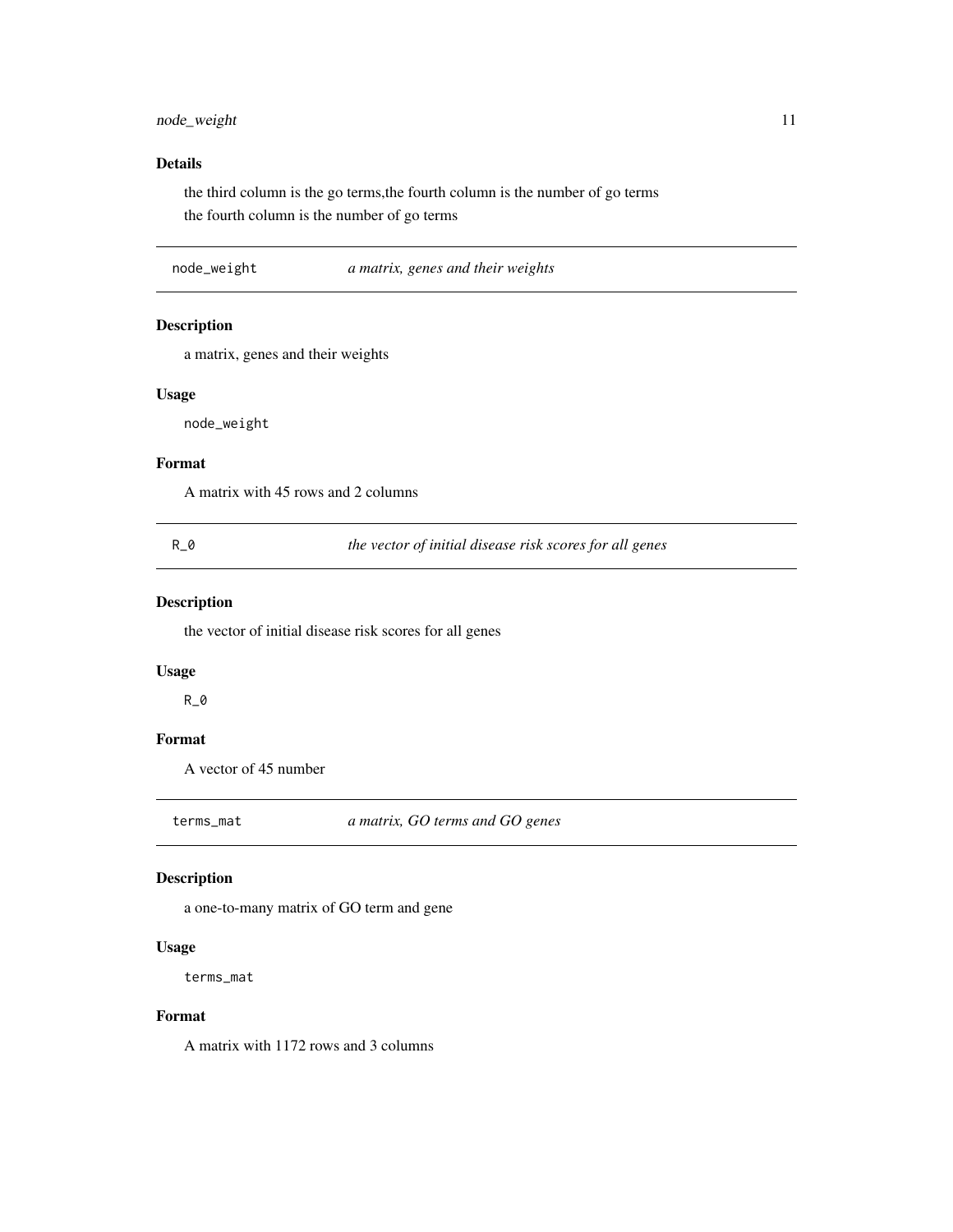### Details

the third column is the go terms,the fourth column is the number of go terms
the fourth column is the number of go terms

---

## node_weight — *a matrix, genes and their weights*

### Description

a matrix, genes and their weights

### Usage

```
node_weight
```

### Format

A matrix with 45 rows and 2 columns

---

## R_0 — *the vector of initial disease risk scores for all genes*

### Description

the vector of initial disease risk scores for all genes

### Usage

```
R_0
```

### Format

A vector of 45 number

---

## terms_mat — *a matrix, GO terms and GO genes*

### Description

a one-to-many matrix of GO term and gene

### Usage

```
terms_mat
```

### Format

A matrix with 1172 rows and 3 columns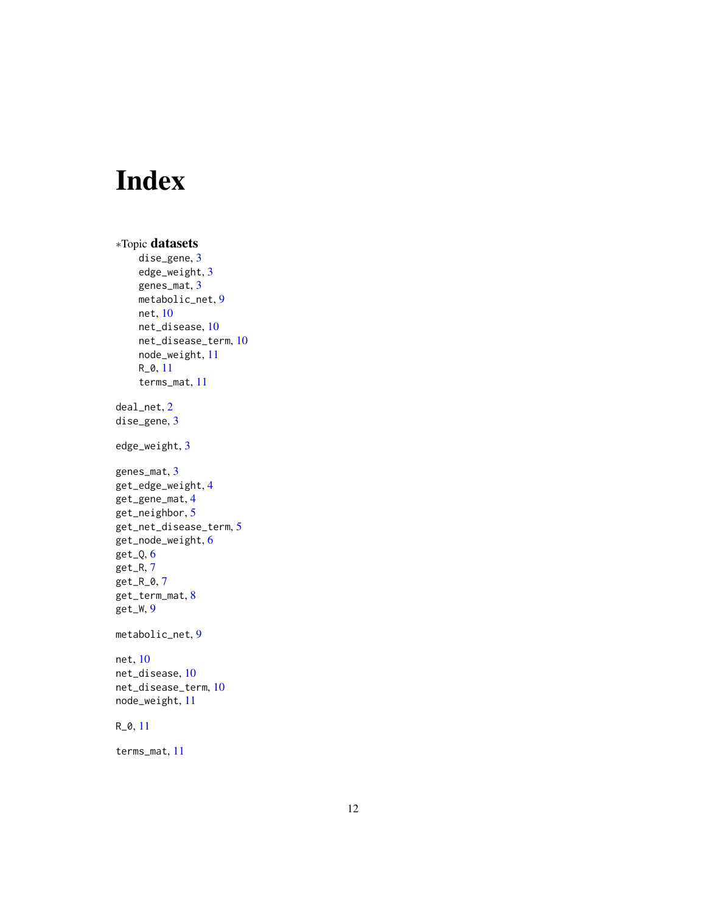# Index

*Topic **datasets**

- dise_gene, 3
- edge_weight, 3
- genes_mat, 3
- metabolic_net, 9
- net, 10
- net_disease, 10
- net_disease_term, 10
- node_weight, 11
- R_0, 11
- terms_mat, 11

deal_net, 2
dise_gene, 3

edge_weight, 3

genes_mat, 3
get_edge_weight, 4
get_gene_mat, 4
get_neighbor, 5
get_net_disease_term, 5
get_node_weight, 6
get_Q, 6
get_R, 7
get_R_0, 7
get_term_mat, 8
get_W, 9

metabolic_net, 9

net, 10
net_disease, 10
net_disease_term, 10
node_weight, 11

R_0, 11

terms_mat, 11